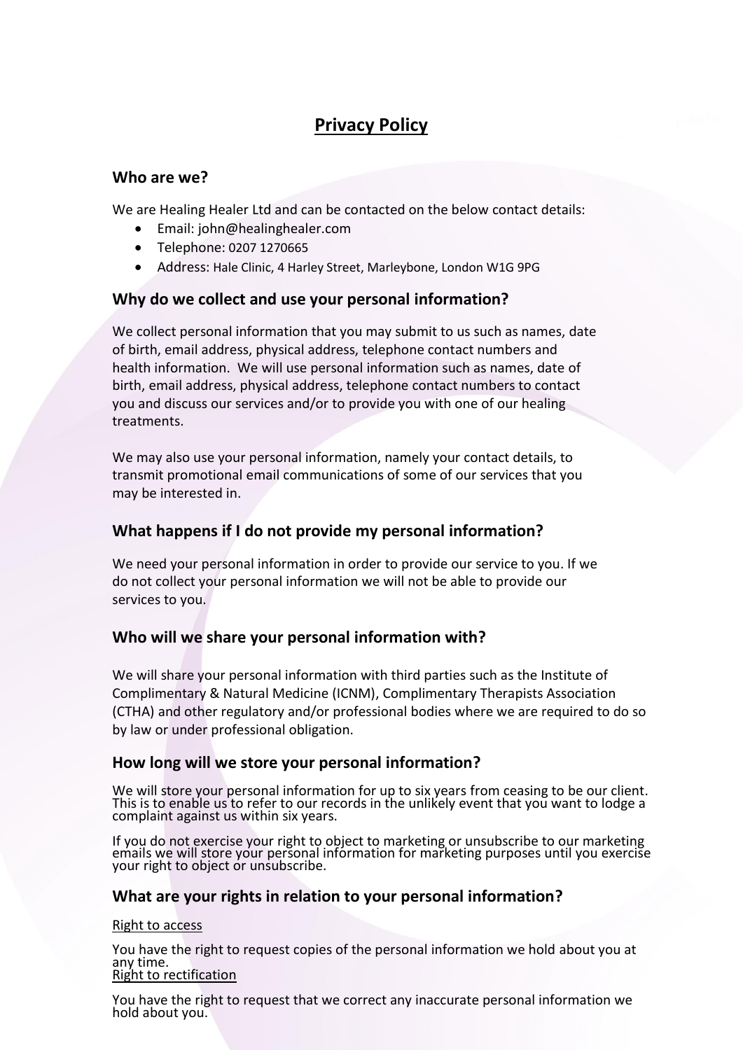# Privacy Policy

## Who are we?

We are Healing Healer Ltd and can be contacted on the below contact details:

- Email: john@healinghealer.com
- Telephone: 0207 1270665
- Address: Hale Clinic, 4 Harley Street, Marleybone, London W1G 9PG

## Why do we collect and use your personal information?

We collect personal information that you may submit to us such as names, date of birth, email address, physical address, telephone contact numbers and health information. We will use personal information such as names, date of birth, email address, physical address, telephone contact numbers to contact you and discuss our services and/or to provide you with one of our healing treatments.

We may also use your personal information, namely your contact details, to transmit promotional email communications of some of our services that you may be interested in.

## What happens if I do not provide my personal information?

We need your personal information in order to provide our service to you. If we do not collect your personal information we will not be able to provide our services to you.

## Who will we share your personal information with?

We will share your personal information with third parties such as the Institute of Complimentary & Natural Medicine (ICNM), Complimentary Therapists Association (CTHA) and other regulatory and/or professional bodies where we are required to do so by law or under professional obligation.

## How long will we store your personal information?

We will store your personal information for up to six years from ceasing to be our client. This is to enable us to refer to our records in the unlikely event that you want to lodge a complaint against us within six years.

If you do not exercise your right to object to marketing or unsubscribe to our marketing emails we will store your personal information for marketing purposes until you exercise your right to object or unsubscribe.

## What are your rights in relation to your personal information?

Right to access

You have the right to request copies of the personal information we hold about you at any time.

Right to rectification

You have the right to request that we correct any inaccurate personal information we hold about you.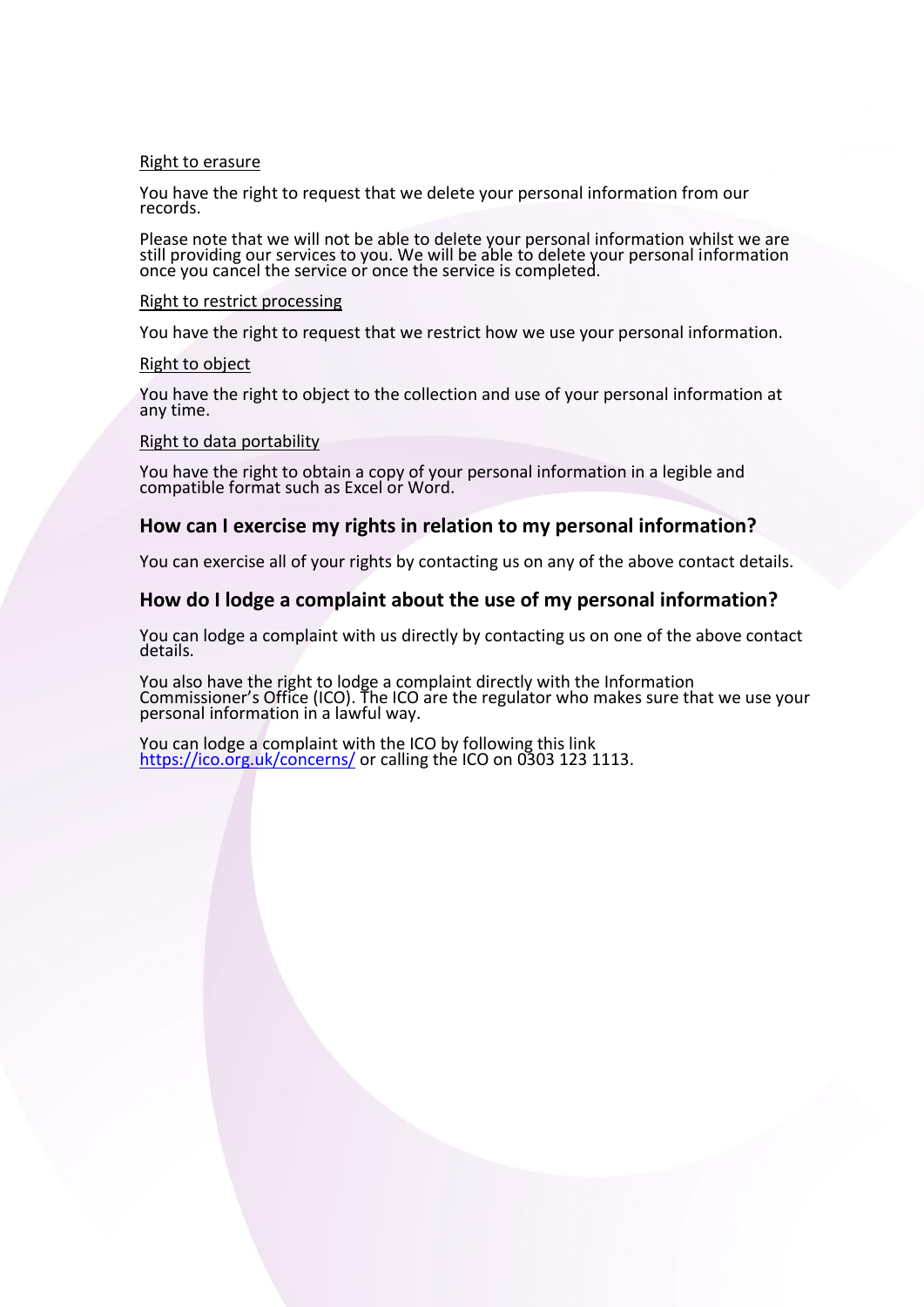Right to erasure

You have the right to request that we delete your personal information from our records.

Please note that we will not be able to delete your personal information whilst we are still providing our services to you. We will be able to delete your personal information once you cancel the service or once the service is completed.

Right to restrict processing

You have the right to request that we restrict how we use your personal information.

Right to object

You have the right to object to the collection and use of your personal information at any time.

Right to data portability

You have the right to obtain a copy of your personal information in a legible and compatible format such as Excel or Word.

## How can I exercise my rights in relation to my personal information?

You can exercise all of your rights by contacting us on any of the above contact details.

## How do I lodge a complaint about the use of my personal information?

You can lodge a complaint with us directly by contacting us on one of the above contact details.

You also have the right to lodge a complaint directly with the Information Commissioner's Office (ICO). The ICO are the regulator who makes sure that we use your personal information in a lawful way.

You can lodge a complaint with the ICO by following this link https://ico.org.uk/concerns/ or calling the ICO on 0303 123 1113.